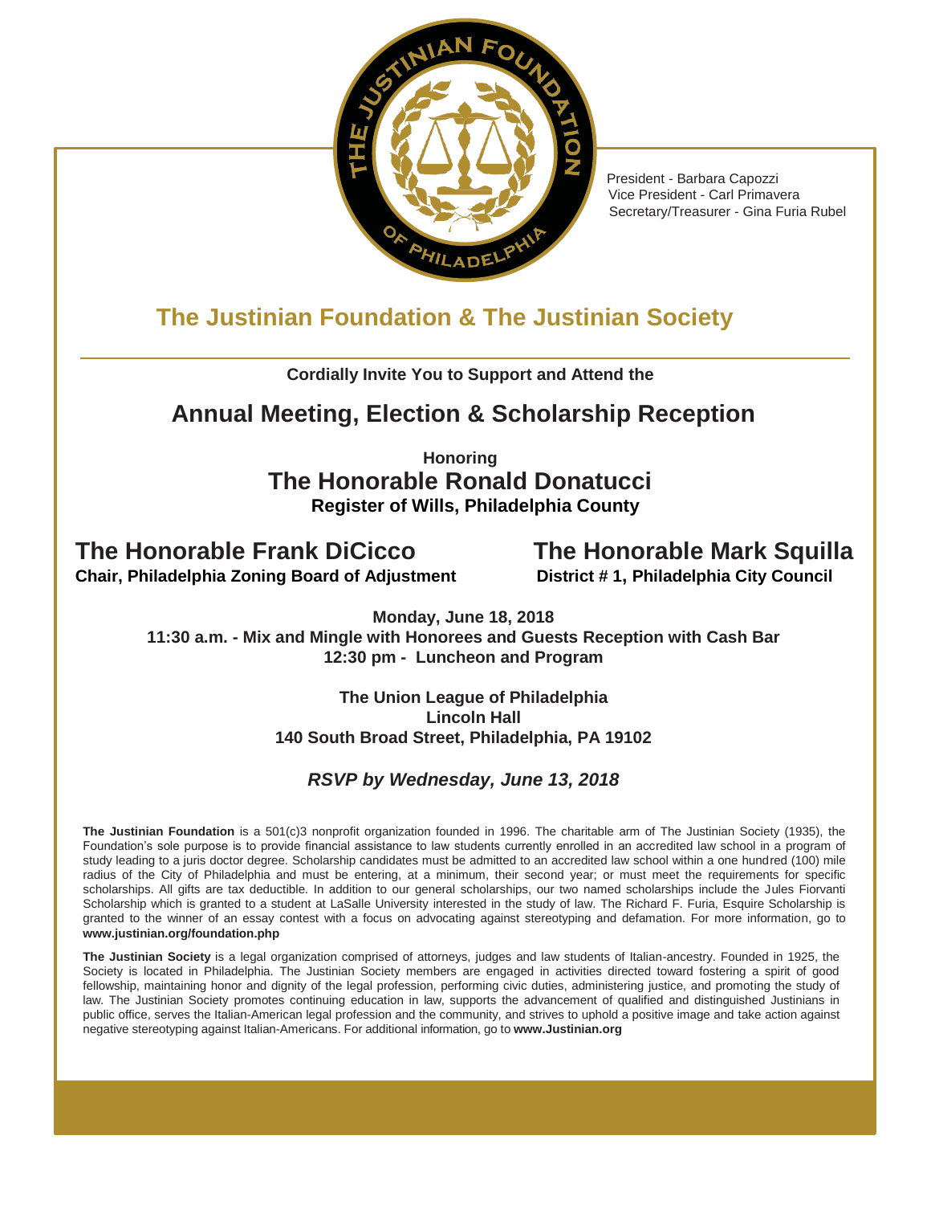President - Barbara Capozzi
Vice President - Carl Primavera
Secretary/Treasurer - Gina Furia Rubel

# The Justinian Foundation & The Justinian Society

**Cordially Invite You to Support and Attend the**

## Annual Meeting, Election & Scholarship Reception

**Honoring**

### The Honorable Ronald Donatucci

**Register of Wills, Philadelphia County**

### The Honorable Frank DiCicco

**Chair, Philadelphia Zoning Board of Adjustment**

### The Honorable Mark Squilla

**District # 1, Philadelphia City Council**

**Monday, June 18, 2018**
**11:30 a.m. - Mix and Mingle with Honorees and Guests Reception with Cash Bar**
**12:30 pm - Luncheon and Program**

**The Union League of Philadelphia**
**Lincoln Hall**
**140 South Broad Street, Philadelphia, PA 19102**

***RSVP by Wednesday, June 13, 2018***

**The Justinian Foundation** is a 501(c)3 nonprofit organization founded in 1996. The charitable arm of The Justinian Society (1935), the Foundation's sole purpose is to provide financial assistance to law students currently enrolled in an accredited law school in a program of study leading to a juris doctor degree. Scholarship candidates must be admitted to an accredited law school within a one hundred (100) mile radius of the City of Philadelphia and must be entering, at a minimum, their second year; or must meet the requirements for specific scholarships. All gifts are tax deductible. In addition to our general scholarships, our two named scholarships include the Jules Fiorvanti Scholarship which is granted to a student at LaSalle University interested in the study of law. The Richard F. Furia, Esquire Scholarship is granted to the winner of an essay contest with a focus on advocating against stereotyping and defamation. For more information, go to **www.justinian.org/foundation.php**

**The Justinian Society** is a legal organization comprised of attorneys, judges and law students of Italian-ancestry. Founded in 1925, the Society is located in Philadelphia. The Justinian Society members are engaged in activities directed toward fostering a spirit of good fellowship, maintaining honor and dignity of the legal profession, performing civic duties, administering justice, and promoting the study of law. The Justinian Society promotes continuing education in law, supports the advancement of qualified and distinguished Justinians in public office, serves the Italian-American legal profession and the community, and strives to uphold a positive image and take action against negative stereotyping against Italian-Americans. For additional information, go to **www.Justinian.org**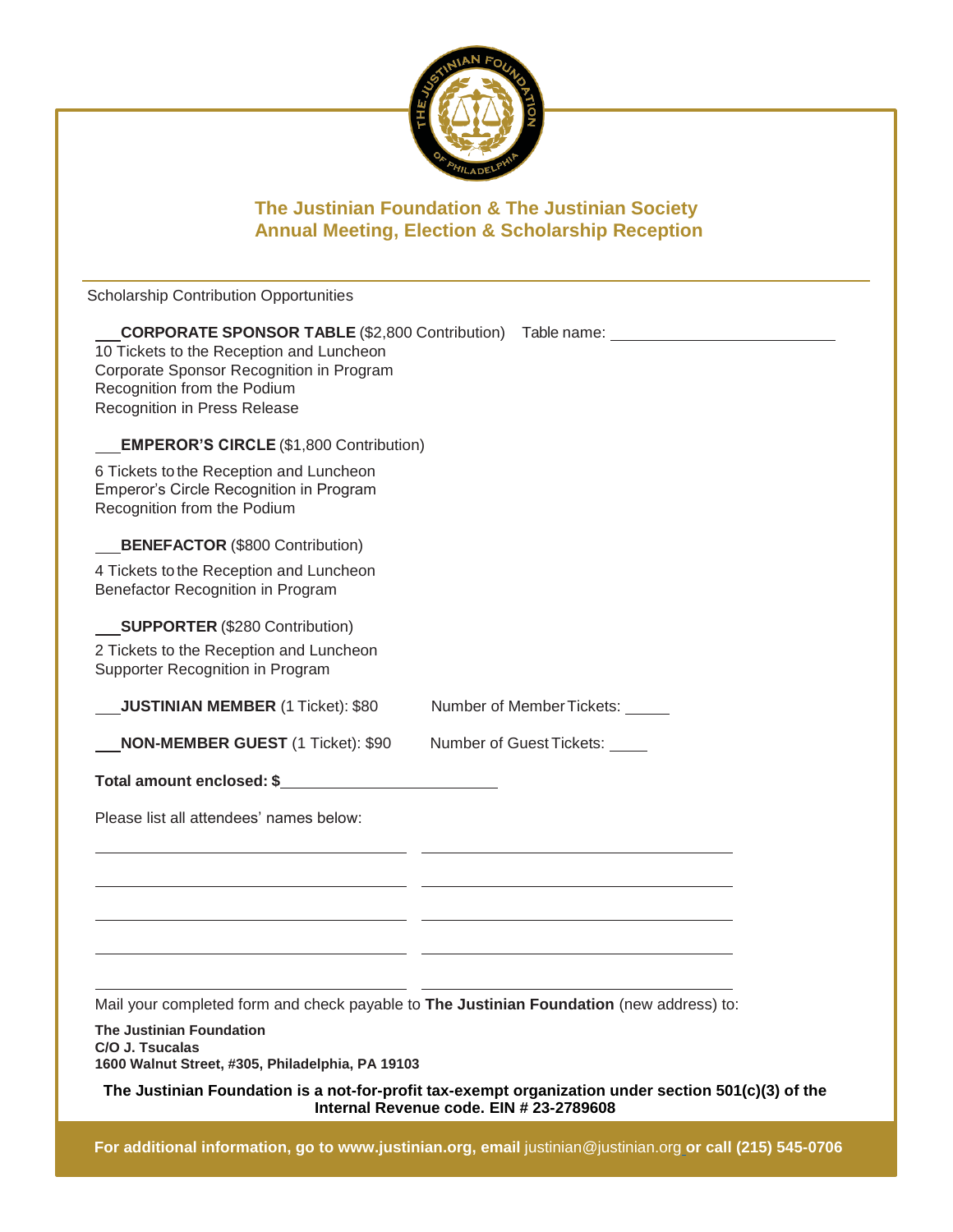## The Justinian Foundation & The Justinian Society
## Annual Meeting, Election & Scholarship Reception

Scholarship Contribution Opportunities

___ **CORPORATE SPONSOR TABLE** ($2,800 Contribution) Table name: ___________________________

10 Tickets to the Reception and Luncheon
Corporate Sponsor Recognition in Program
Recognition from the Podium
Recognition in Press Release

___ **EMPEROR'S CIRCLE** ($1,800 Contribution)

6 Tickets to the Reception and Luncheon
Emperor's Circle Recognition in Program
Recognition from the Podium

___ **BENEFACTOR** ($800 Contribution)

4 Tickets to the Reception and Luncheon
Benefactor Recognition in Program

___ **SUPPORTER** ($280 Contribution)

2 Tickets to the Reception and Luncheon
Supporter Recognition in Program

___ **JUSTINIAN MEMBER** (1 Ticket): $80 Number of Member Tickets: _____

___ **NON-MEMBER GUEST** (1 Ticket): $90 Number of Guest Tickets: _____

**Total amount enclosed: $** ________________________

Please list all attendees' names below:

___________________________________ ___________________________________

___________________________________ ___________________________________

___________________________________ ___________________________________

___________________________________ ___________________________________

___________________________________ ___________________________________

Mail your completed form and check payable to **The Justinian Foundation** (new address) to:

**The Justinian Foundation**
**C/O J. Tsucalas**
**1600 Walnut Street, #305, Philadelphia, PA 19103**

**The Justinian Foundation is a not-for-profit tax-exempt organization under section 501(c)(3) of the Internal Revenue code. EIN # 23-2789608**

**For additional information, go to www.justinian.org, email** justinian@justinian.org **or call (215) 545-0706**